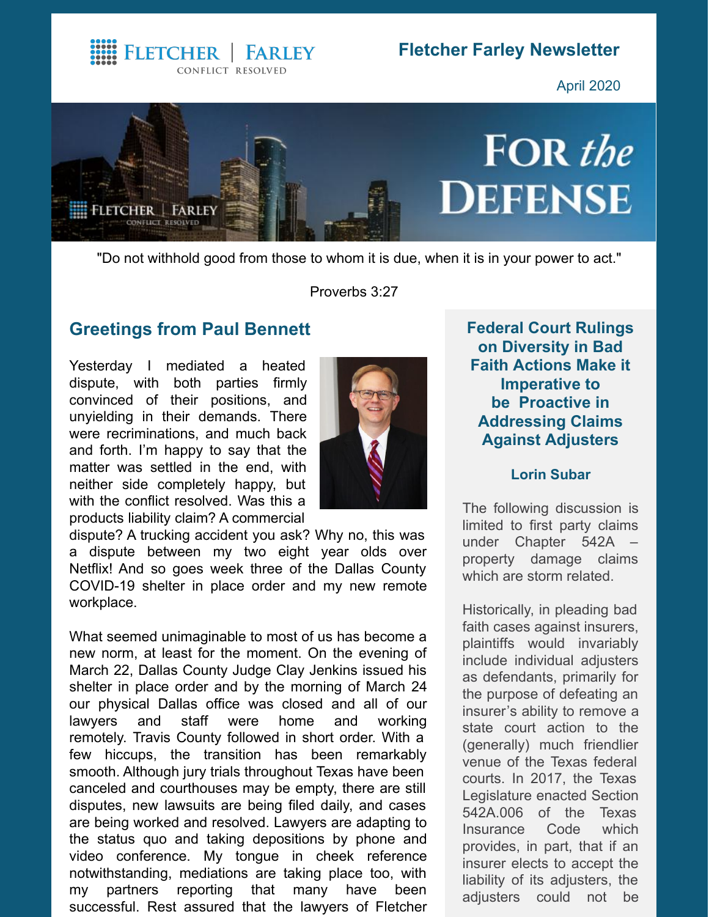# Fletcher Farley Newsletter

April 2020

# FOR *the* DEFENSE

"Do not withhold good from those to whom it is due, when it is in your power to act."

Proverbs 3:27

## Greetings from Paul Bennett

Yesterday I mediated a heated dispute, with both parties firmly convinced of their positions, and unyielding in their demands. There were recriminations, and much back and forth. I'm happy to say that the matter was settled in the end, with neither side completely happy, but with the conflict resolved. Was this a products liability claim? A commercial dispute? A trucking accident you ask? Why no, this was a dispute between my two eight year olds over Netflix! And so goes week three of the Dallas County COVID-19 shelter in place order and my new remote workplace.

What seemed unimaginable to most of us has become a new norm, at least for the moment. On the evening of March 22, Dallas County Judge Clay Jenkins issued his shelter in place order and by the morning of March 24 our physical Dallas office was closed and all of our lawyers and staff were home and working remotely. Travis County followed in short order. With a few hiccups, the transition has been remarkably smooth. Although jury trials throughout Texas have been canceled and courthouses may be empty, there are still disputes, new lawsuits are being filed daily, and cases are being worked and resolved. Lawyers are adapting to the status quo and taking depositions by phone and video conference. My tongue in cheek reference notwithstanding, mediations are taking place too, with my partners reporting that many have been successful. Rest assured that the lawyers of Fletcher

## Federal Court Rulings on Diversity in Bad Faith Actions Make it Imperative to be Proactive in Addressing Claims Against Adjusters

### Lorin Subar

The following discussion is limited to first party claims under Chapter 542A – property damage claims which are storm related.

Historically, in pleading bad faith cases against insurers, plaintiffs would invariably include individual adjusters as defendants, primarily for the purpose of defeating an insurer's ability to remove a state court action to the (generally) much friendlier venue of the Texas federal courts. In 2017, the Texas Legislature enacted Section 542A.006 of the Texas Insurance Code which provides, in part, that if an insurer elects to accept the liability of its adjusters, the adjusters could not be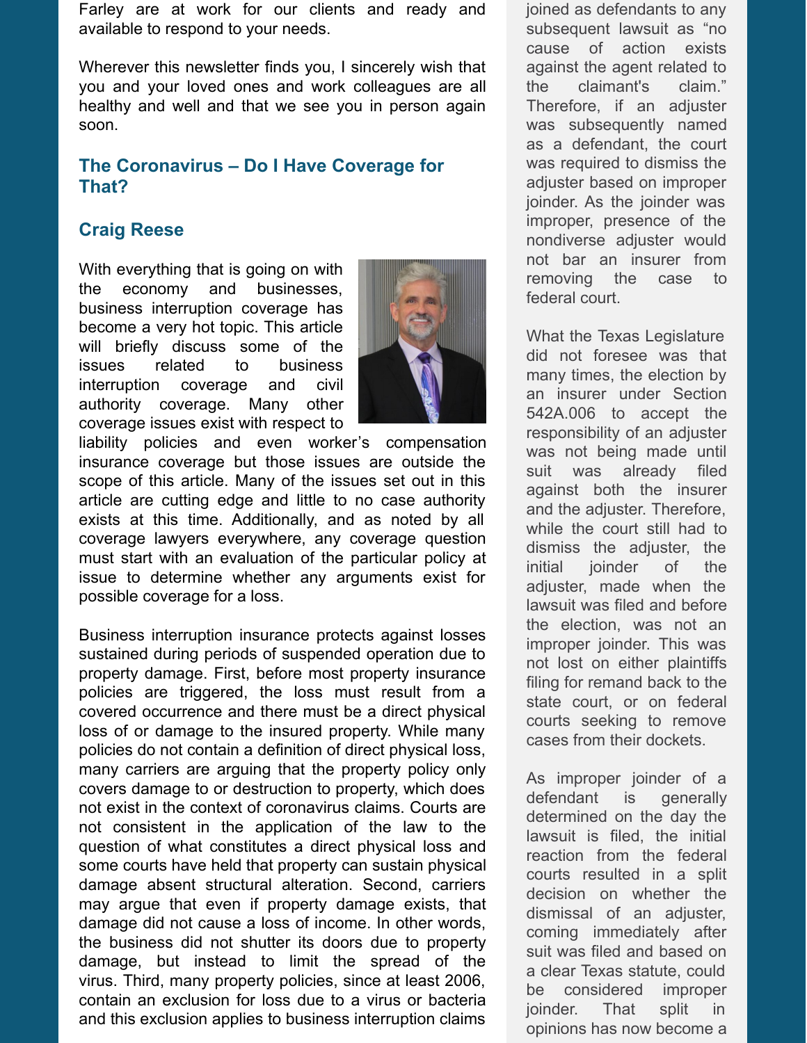Farley are at work for our clients and ready and available to respond to your needs.

Wherever this newsletter finds you, I sincerely wish that you and your loved ones and work colleagues are all healthy and well and that we see you in person again soon.

### The Coronavirus – Do I Have Coverage for That?

### Craig Reese

With everything that is going on with the economy and businesses, business interruption coverage has become a very hot topic. This article will briefly discuss some of the issues related to business interruption coverage and civil authority coverage. Many other coverage issues exist with respect to liability policies and even worker's compensation insurance coverage but those issues are outside the scope of this article. Many of the issues set out in this article are cutting edge and little to no case authority exists at this time. Additionally, and as noted by all coverage lawyers everywhere, any coverage question must start with an evaluation of the particular policy at issue to determine whether any arguments exist for possible coverage for a loss.

Business interruption insurance protects against losses sustained during periods of suspended operation due to property damage. First, before most property insurance policies are triggered, the loss must result from a covered occurrence and there must be a direct physical loss of or damage to the insured property. While many policies do not contain a definition of direct physical loss, many carriers are arguing that the property policy only covers damage to or destruction to property, which does not exist in the context of coronavirus claims. Courts are not consistent in the application of the law to the question of what constitutes a direct physical loss and some courts have held that property can sustain physical damage absent structural alteration. Second, carriers may argue that even if property damage exists, that damage did not cause a loss of income. In other words, the business did not shutter its doors due to property damage, but instead to limit the spread of the virus. Third, many property policies, since at least 2006, contain an exclusion for loss due to a virus or bacteria and this exclusion applies to business interruption claims

joined as defendants to any subsequent lawsuit as "no cause of action exists against the agent related to the claimant's claim." Therefore, if an adjuster was subsequently named as a defendant, the court was required to dismiss the adjuster based on improper joinder. As the joinder was improper, presence of the nondiverse adjuster would not bar an insurer from removing the case to federal court.

What the Texas Legislature did not foresee was that many times, the election by an insurer under Section 542A.006 to accept the responsibility of an adjuster was not being made until suit was already filed against both the insurer and the adjuster. Therefore, while the court still had to dismiss the adjuster, the initial joinder of the adjuster, made when the lawsuit was filed and before the election, was not an improper joinder. This was not lost on either plaintiffs filing for remand back to the state court, or on federal courts seeking to remove cases from their dockets.

As improper joinder of a defendant is generally determined on the day the lawsuit is filed, the initial reaction from the federal courts resulted in a split decision on whether the dismissal of an adjuster, coming immediately after suit was filed and based on a clear Texas statute, could be considered improper joinder. That split in opinions has now become a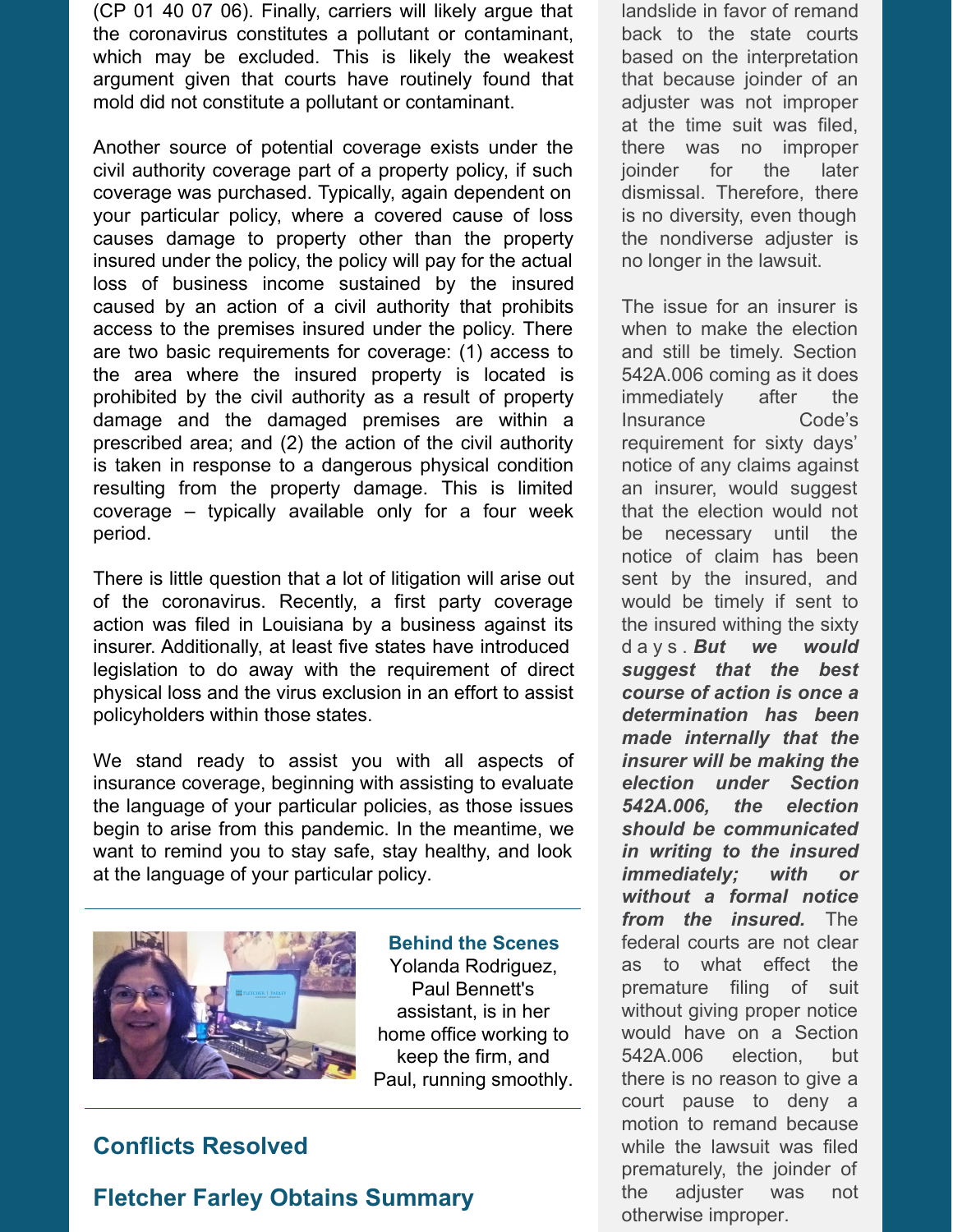(CP 01 40 07 06). Finally, carriers will likely argue that the coronavirus constitutes a pollutant or contaminant, which may be excluded. This is likely the weakest argument given that courts have routinely found that mold did not constitute a pollutant or contaminant.

Another source of potential coverage exists under the civil authority coverage part of a property policy, if such coverage was purchased. Typically, again dependent on your particular policy, where a covered cause of loss causes damage to property other than the property insured under the policy, the policy will pay for the actual loss of business income sustained by the insured caused by an action of a civil authority that prohibits access to the premises insured under the policy. There are two basic requirements for coverage: (1) access to the area where the insured property is located is prohibited by the civil authority as a result of property damage and the damaged premises are within a prescribed area; and (2) the action of the civil authority is taken in response to a dangerous physical condition resulting from the property damage. This is limited coverage – typically available only for a four week period.

There is little question that a lot of litigation will arise out of the coronavirus. Recently, a first party coverage action was filed in Louisiana by a business against its insurer. Additionally, at least five states have introduced legislation to do away with the requirement of direct physical loss and the virus exclusion in an effort to assist policyholders within those states.

We stand ready to assist you with all aspects of insurance coverage, beginning with assisting to evaluate the language of your particular policies, as those issues begin to arise from this pandemic. In the meantime, we want to remind you to stay safe, stay healthy, and look at the language of your particular policy.

**Behind the Scenes**
Yolanda Rodriguez, Paul Bennett's assistant, is in her home office working to keep the firm, and Paul, running smoothly.

## Conflicts Resolved

## Fletcher Farley Obtains Summary

landslide in favor of remand back to the state courts based on the interpretation that because joinder of an adjuster was not improper at the time suit was filed, there was no improper joinder for the later dismissal. Therefore, there is no diversity, even though the nondiverse adjuster is no longer in the lawsuit.

The issue for an insurer is when to make the election and still be timely. Section 542A.006 coming as it does immediately after the Insurance Code's requirement for sixty days' notice of any claims against an insurer, would suggest that the election would not be necessary until the notice of claim has been sent by the insured, and would be timely if sent to the insured withing the sixty days. ***But we would suggest that the best course of action is once a determination has been made internally that the insurer will be making the election under Section 542A.006, the election should be communicated in writing to the insured immediately; with or without a formal notice from the insured.*** The federal courts are not clear as to what effect the premature filing of suit without giving proper notice would have on a Section 542A.006 election, but there is no reason to give a court pause to deny a motion to remand because while the lawsuit was filed prematurely, the joinder of the adjuster was not otherwise improper.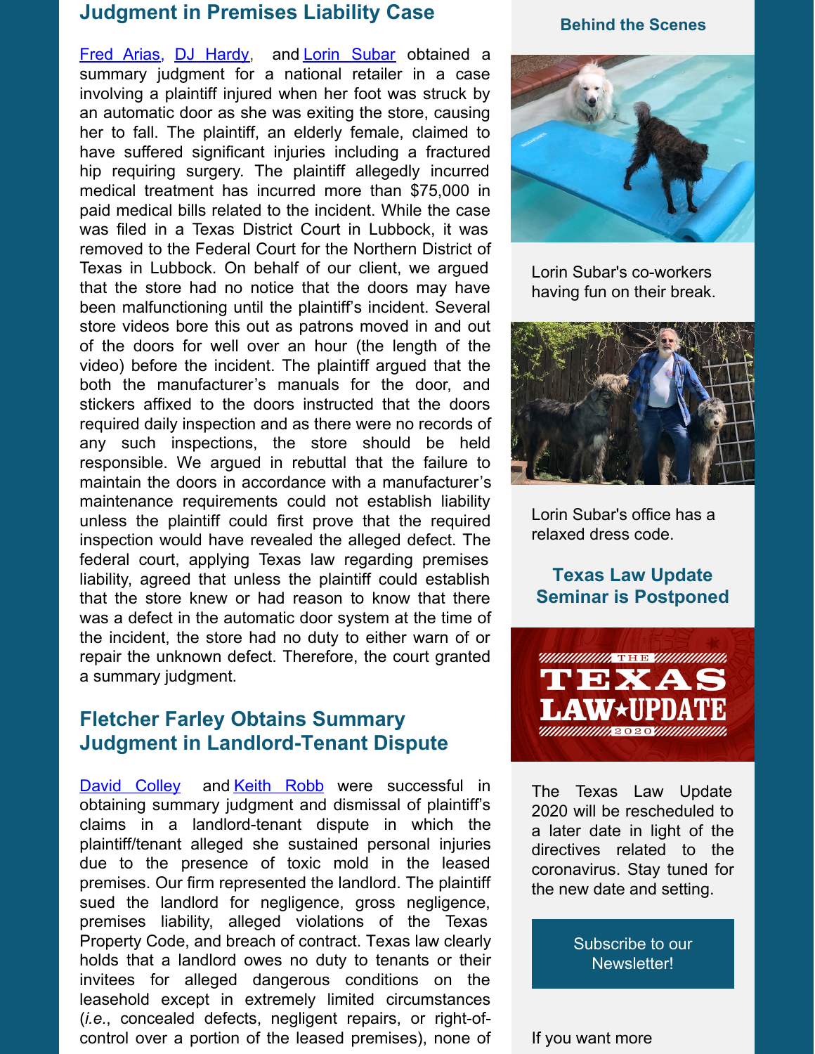## Judgment in Premises Liability Case

Fred Arias, DJ Hardy, and Lorin Subar obtained a summary judgment for a national retailer in a case involving a plaintiff injured when her foot was struck by an automatic door as she was exiting the store, causing her to fall. The plaintiff, an elderly female, claimed to have suffered significant injuries including a fractured hip requiring surgery. The plaintiff allegedly incurred medical treatment has incurred more than $75,000 in paid medical bills related to the incident. While the case was filed in a Texas District Court in Lubbock, it was removed to the Federal Court for the Northern District of Texas in Lubbock. On behalf of our client, we argued that the store had no notice that the doors may have been malfunctioning until the plaintiff's incident. Several store videos bore this out as patrons moved in and out of the doors for well over an hour (the length of the video) before the incident. The plaintiff argued that the both the manufacturer's manuals for the door, and stickers affixed to the doors instructed that the doors required daily inspection and as there were no records of any such inspections, the store should be held responsible. We argued in rebuttal that the failure to maintain the doors in accordance with a manufacturer's maintenance requirements could not establish liability unless the plaintiff could first prove that the required inspection would have revealed the alleged defect. The federal court, applying Texas law regarding premises liability, agreed that unless the plaintiff could establish that the store knew or had reason to know that there was a defect in the automatic door system at the time of the incident, the store had no duty to either warn of or repair the unknown defect. Therefore, the court granted a summary judgment.

## Fletcher Farley Obtains Summary Judgment in Landlord-Tenant Dispute

David Colley and Keith Robb were successful in obtaining summary judgment and dismissal of plaintiff's claims in a landlord-tenant dispute in which the plaintiff/tenant alleged she sustained personal injuries due to the presence of toxic mold in the leased premises. Our firm represented the landlord. The plaintiff sued the landlord for negligence, gross negligence, premises liability, alleged violations of the Texas Property Code, and breach of contract. Texas law clearly holds that a landlord owes no duty to tenants or their invitees for alleged dangerous conditions on the leasehold except in extremely limited circumstances (*i.e.*, concealed defects, negligent repairs, or right-of-control over a portion of the leased premises), none of

### Behind the Scenes

Lorin Subar's co-workers having fun on their break.

Lorin Subar's office has a relaxed dress code.

### Texas Law Update Seminar is Postponed

The Texas Law Update 2020 will be rescheduled to a later date in light of the directives related to the coronavirus. Stay tuned for the new date and setting.

Subscribe to our Newsletter!

If you want more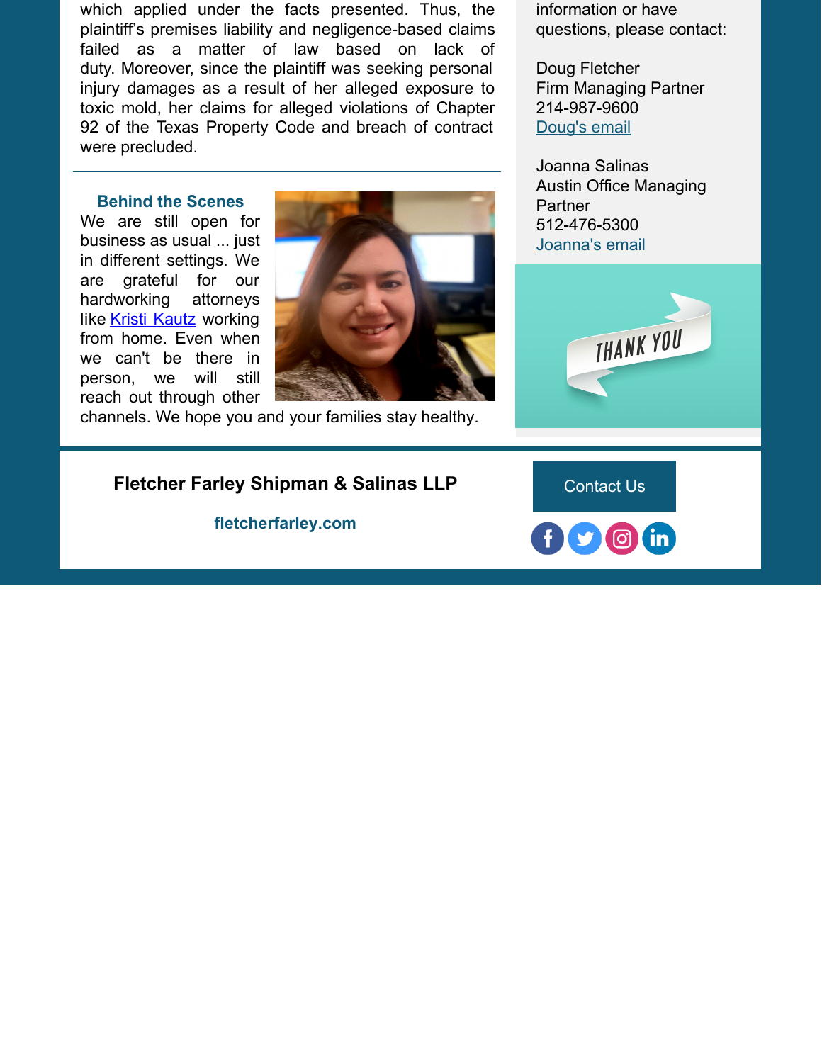which applied under the facts presented. Thus, the plaintiff's premises liability and negligence-based claims failed as a matter of law based on lack of duty. Moreover, since the plaintiff was seeking personal injury damages as a result of her alleged exposure to toxic mold, her claims for alleged violations of Chapter 92 of the Texas Property Code and breach of contract were precluded.

---

### Behind the Scenes

We are still open for business as usual ... just in different settings. We are grateful for our hardworking attorneys like Kristi Kautz working from home. Even when we can't be there in person, we will still reach out through other channels. We hope you and your families stay healthy.

information or have questions, please contact:

Doug Fletcher
Firm Managing Partner
214-987-9600
Doug's email

Joanna Salinas
Austin Office Managing Partner
512-476-5300
Joanna's email

THANK YOU

**Fletcher Farley Shipman & Salinas LLP**

**fletcherfarley.com**

Contact Us